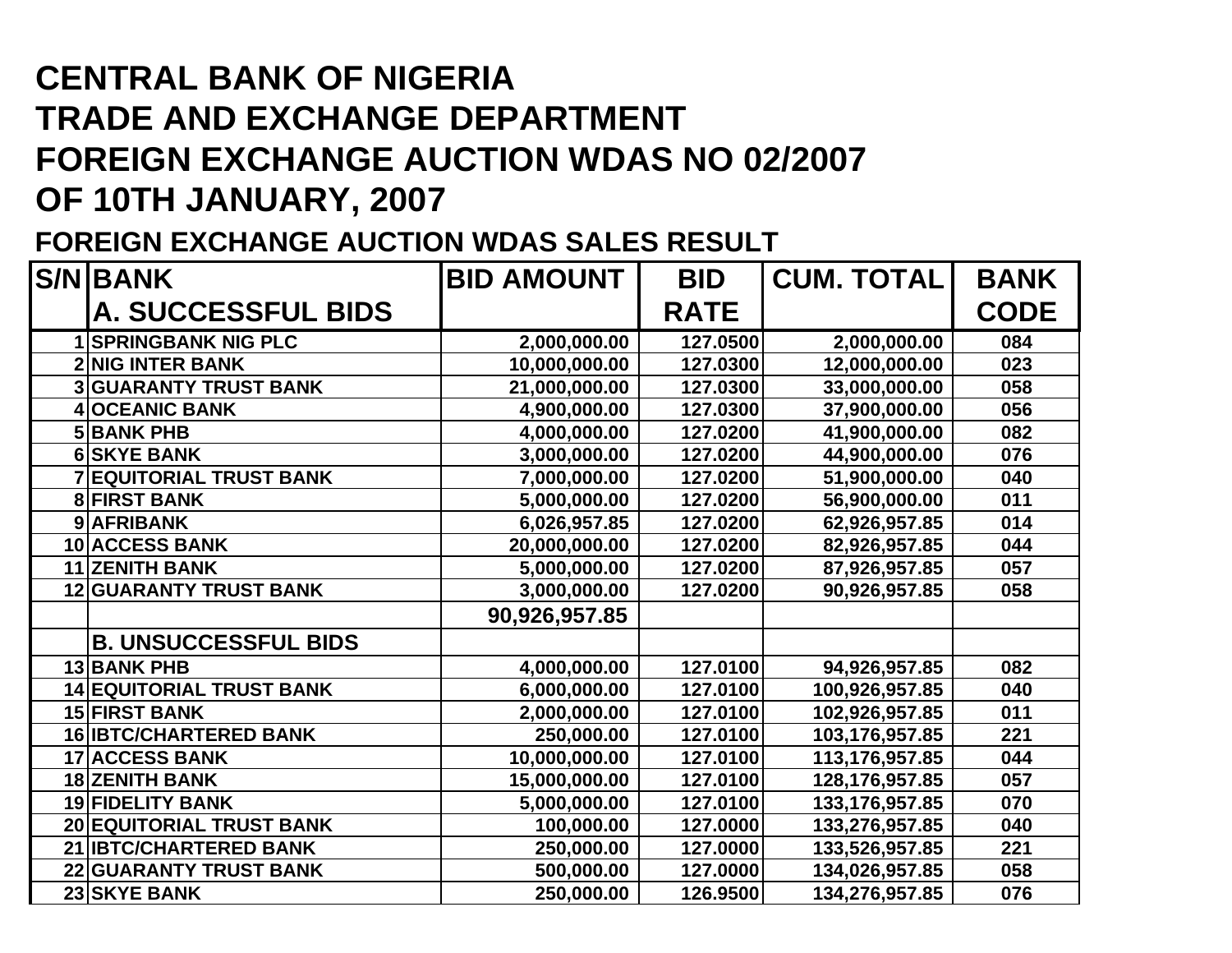# CENTRAL BANK OF NIGERIA
# TRADE AND EXCHANGE DEPARTMENT
# FOREIGN EXCHANGE AUCTION WDAS NO 02/2007
# OF 10TH JANUARY, 2007

## FOREIGN EXCHANGE AUCTION WDAS SALES RESULT

| S/N | BANK<br>A. SUCCESSFUL BIDS | BID AMOUNT | BID RATE | CUM. TOTAL | BANK CODE |
|---|---|---|---|---|---|
| 1 | SPRINGBANK NIG PLC | 2,000,000.00 | 127.0500 | 2,000,000.00 | 084 |
| 2 | NIG INTER BANK | 10,000,000.00 | 127.0300 | 12,000,000.00 | 023 |
| 3 | GUARANTY TRUST BANK | 21,000,000.00 | 127.0300 | 33,000,000.00 | 058 |
| 4 | OCEANIC BANK | 4,900,000.00 | 127.0300 | 37,900,000.00 | 056 |
| 5 | BANK PHB | 4,000,000.00 | 127.0200 | 41,900,000.00 | 082 |
| 6 | SKYE BANK | 3,000,000.00 | 127.0200 | 44,900,000.00 | 076 |
| 7 | EQUITORIAL TRUST BANK | 7,000,000.00 | 127.0200 | 51,900,000.00 | 040 |
| 8 | FIRST BANK | 5,000,000.00 | 127.0200 | 56,900,000.00 | 011 |
| 9 | AFRIBANK | 6,026,957.85 | 127.0200 | 62,926,957.85 | 014 |
| 10 | ACCESS BANK | 20,000,000.00 | 127.0200 | 82,926,957.85 | 044 |
| 11 | ZENITH BANK | 5,000,000.00 | 127.0200 | 87,926,957.85 | 057 |
| 12 | GUARANTY TRUST BANK | 3,000,000.00 | 127.0200 | 90,926,957.85 | 058 |
| | | 90,926,957.85 | | | |
| | B. UNSUCCESSFUL BIDS | | | | |
| 13 | BANK PHB | 4,000,000.00 | 127.0100 | 94,926,957.85 | 082 |
| 14 | EQUITORIAL TRUST BANK | 6,000,000.00 | 127.0100 | 100,926,957.85 | 040 |
| 15 | FIRST BANK | 2,000,000.00 | 127.0100 | 102,926,957.85 | 011 |
| 16 | IBTC/CHARTERED BANK | 250,000.00 | 127.0100 | 103,176,957.85 | 221 |
| 17 | ACCESS BANK | 10,000,000.00 | 127.0100 | 113,176,957.85 | 044 |
| 18 | ZENITH BANK | 15,000,000.00 | 127.0100 | 128,176,957.85 | 057 |
| 19 | FIDELITY BANK | 5,000,000.00 | 127.0100 | 133,176,957.85 | 070 |
| 20 | EQUITORIAL TRUST BANK | 100,000.00 | 127.0000 | 133,276,957.85 | 040 |
| 21 | IBTC/CHARTERED BANK | 250,000.00 | 127.0000 | 133,526,957.85 | 221 |
| 22 | GUARANTY TRUST BANK | 500,000.00 | 127.0000 | 134,026,957.85 | 058 |
| 23 | SKYE BANK | 250,000.00 | 126.9500 | 134,276,957.85 | 076 |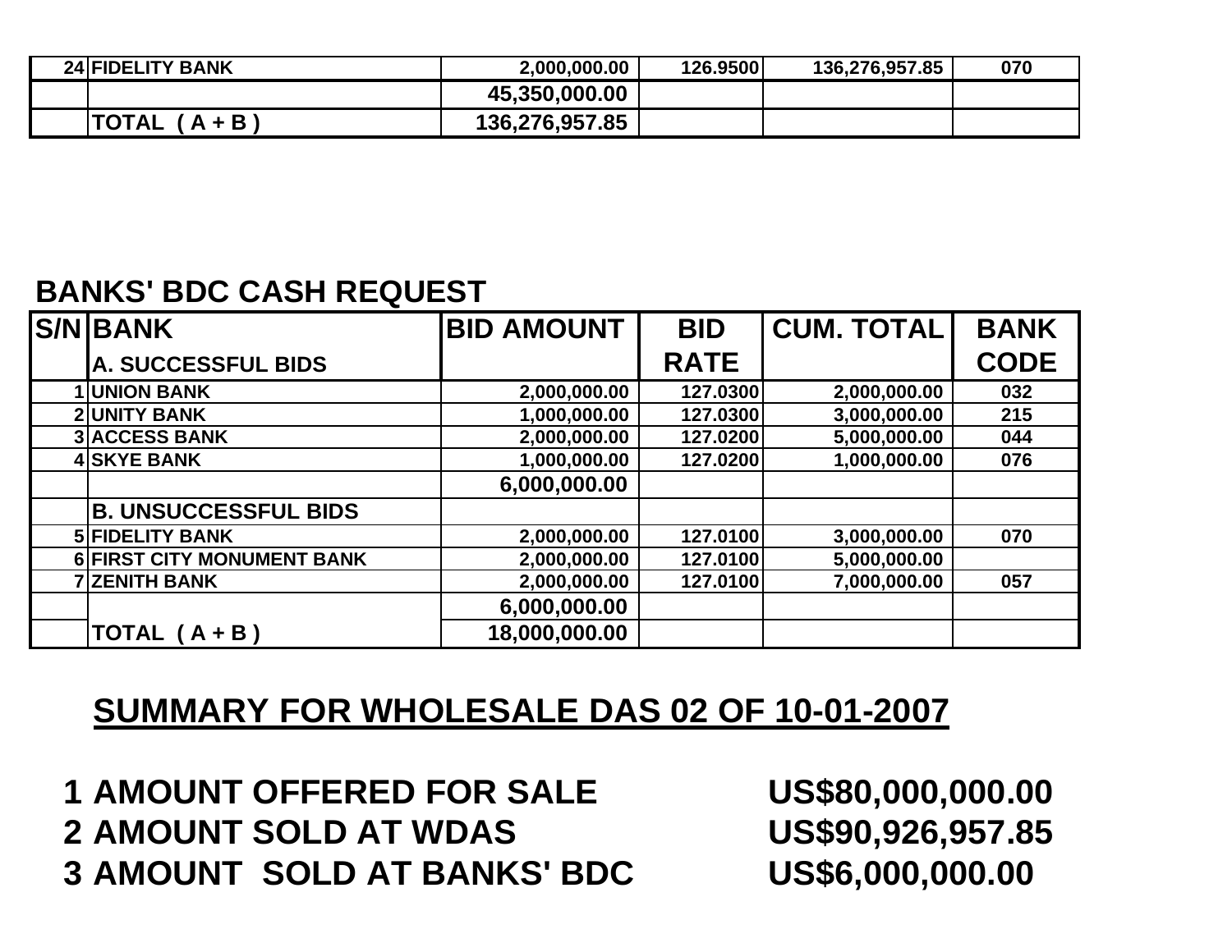| | | | | | |
|---|---|---|---|---|---|
| 24 | FIDELITY BANK | 2,000,000.00 | 126.9500 | 136,276,957.85 | 070 |
| | | 45,350,000.00 | | | |
| | TOTAL ( A + B ) | 136,276,957.85 | | | |

## BANKS' BDC CASH REQUEST

| S/N | BANK | BID AMOUNT | BID RATE | CUM. TOTAL | BANK CODE |
|---|---|---|---|---|---|
| | A. SUCCESSFUL BIDS | | | | |
| 1 | UNION BANK | 2,000,000.00 | 127.0300 | 2,000,000.00 | 032 |
| 2 | UNITY BANK | 1,000,000.00 | 127.0300 | 3,000,000.00 | 215 |
| 3 | ACCESS BANK | 2,000,000.00 | 127.0200 | 5,000,000.00 | 044 |
| 4 | SKYE BANK | 1,000,000.00 | 127.0200 | 1,000,000.00 | 076 |
| | | 6,000,000.00 | | | |
| | B. UNSUCCESSFUL BIDS | | | | |
| 5 | FIDELITY BANK | 2,000,000.00 | 127.0100 | 3,000,000.00 | 070 |
| 6 | FIRST CITY MONUMENT BANK | 2,000,000.00 | 127.0100 | 5,000,000.00 | |
| 7 | ZENITH BANK | 2,000,000.00 | 127.0100 | 7,000,000.00 | 057 |
| | | 6,000,000.00 | | | |
| | TOTAL ( A + B ) | 18,000,000.00 | | | |

## SUMMARY FOR WHOLESALE DAS 02 OF 10-01-2007

| | | |
|---|---|---|
| 1 | AMOUNT OFFERED FOR SALE | US$80,000,000.00 |
| 2 | AMOUNT SOLD AT WDAS | US$90,926,957.85 |
| 3 | AMOUNT SOLD AT BANKS' BDC | US$6,000,000.00 |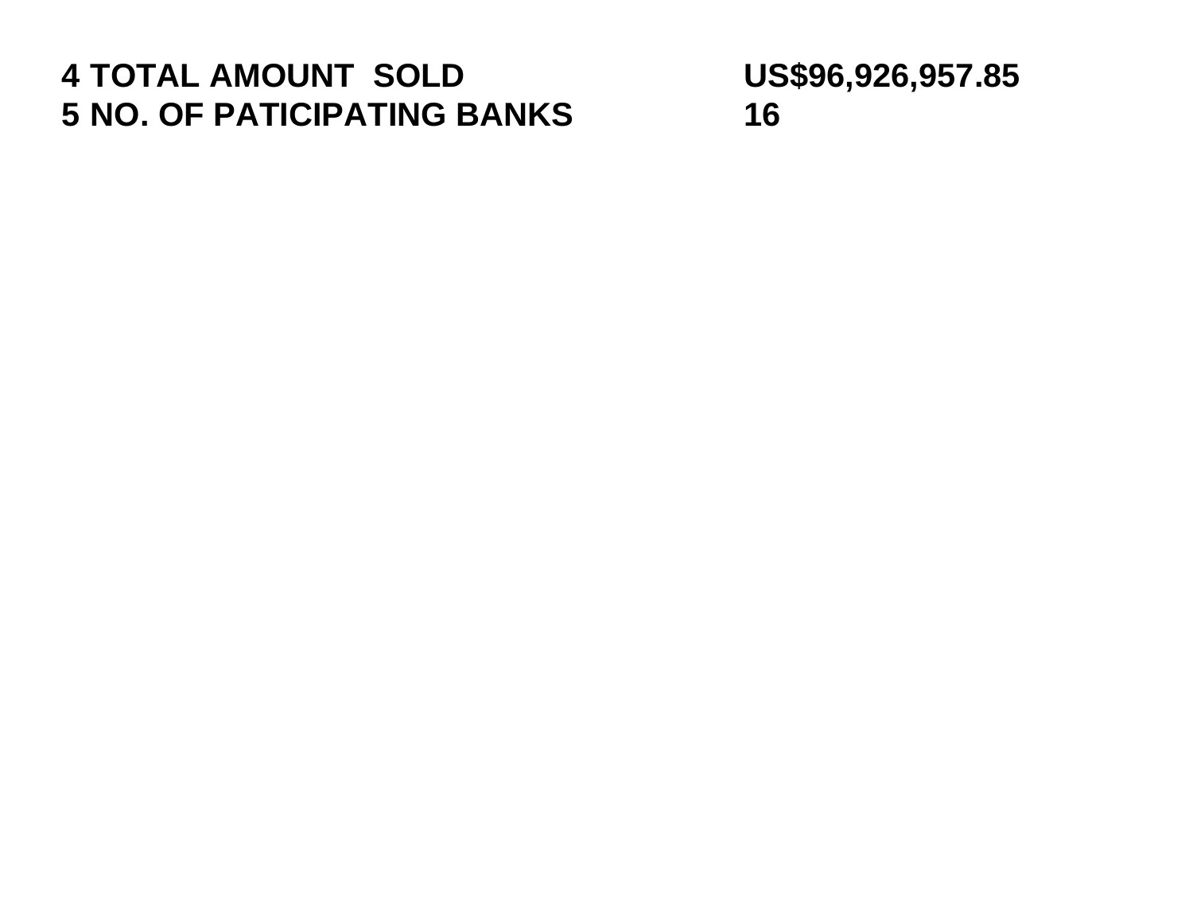| | |
|---|---|
| **4 TOTAL AMOUNT SOLD** | **US$96,926,957.85** |
| **5 NO. OF PATICIPATING BANKS** | **16** |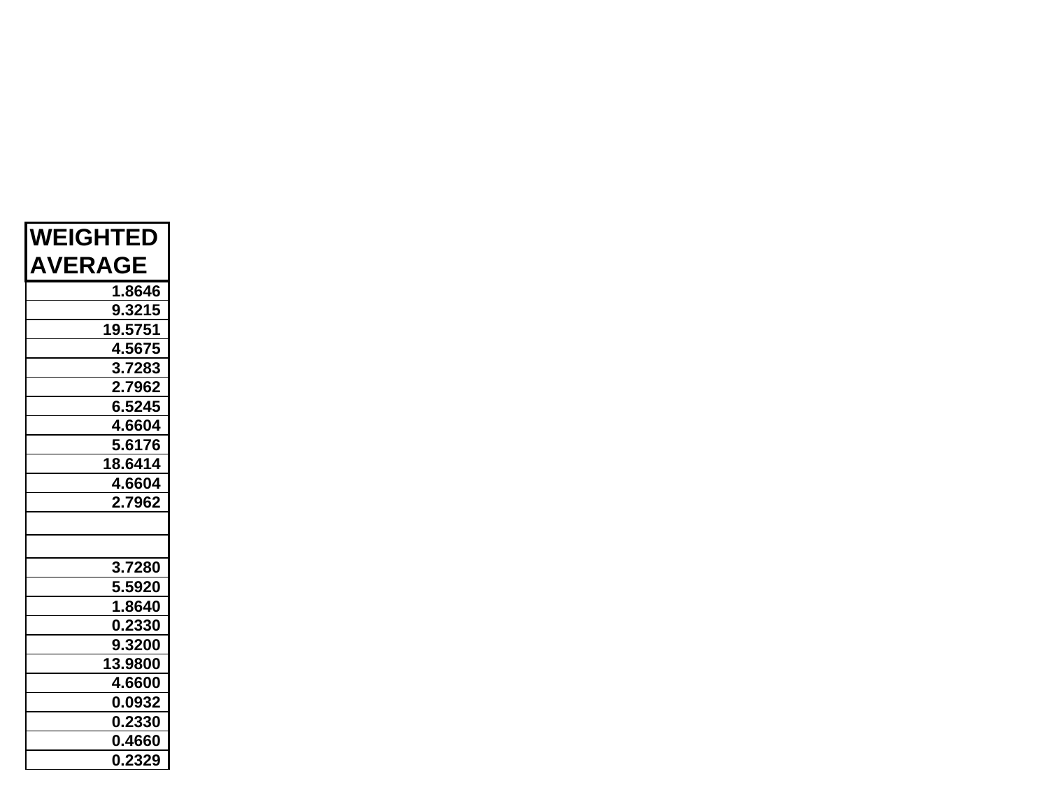| WEIGHTED AVERAGE |
|---:|
| 1.8646 |
| 9.3215 |
| 19.5751 |
| 4.5675 |
| 3.7283 |
| 2.7962 |
| 6.5245 |
| 4.6604 |
| 5.6176 |
| 18.6414 |
| 4.6604 |
| 2.7962 |
| |
| |
| 3.7280 |
| 5.5920 |
| 1.8640 |
| 0.2330 |
| 9.3200 |
| 13.9800 |
| 4.6600 |
| 0.0932 |
| 0.2330 |
| 0.4660 |
| 0.2329 |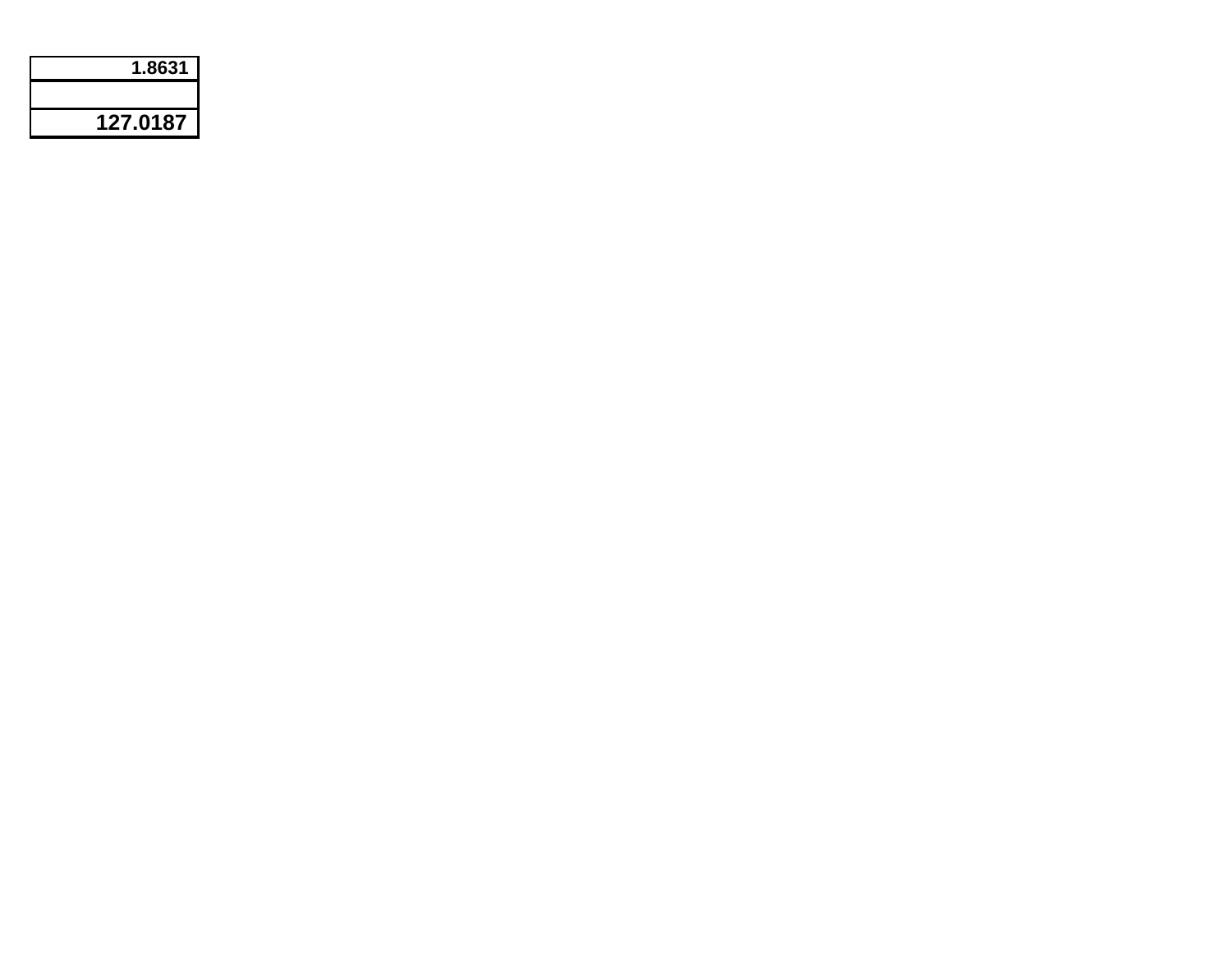| |
|---|
| 1.8631 |
| |
| **127.0187** |